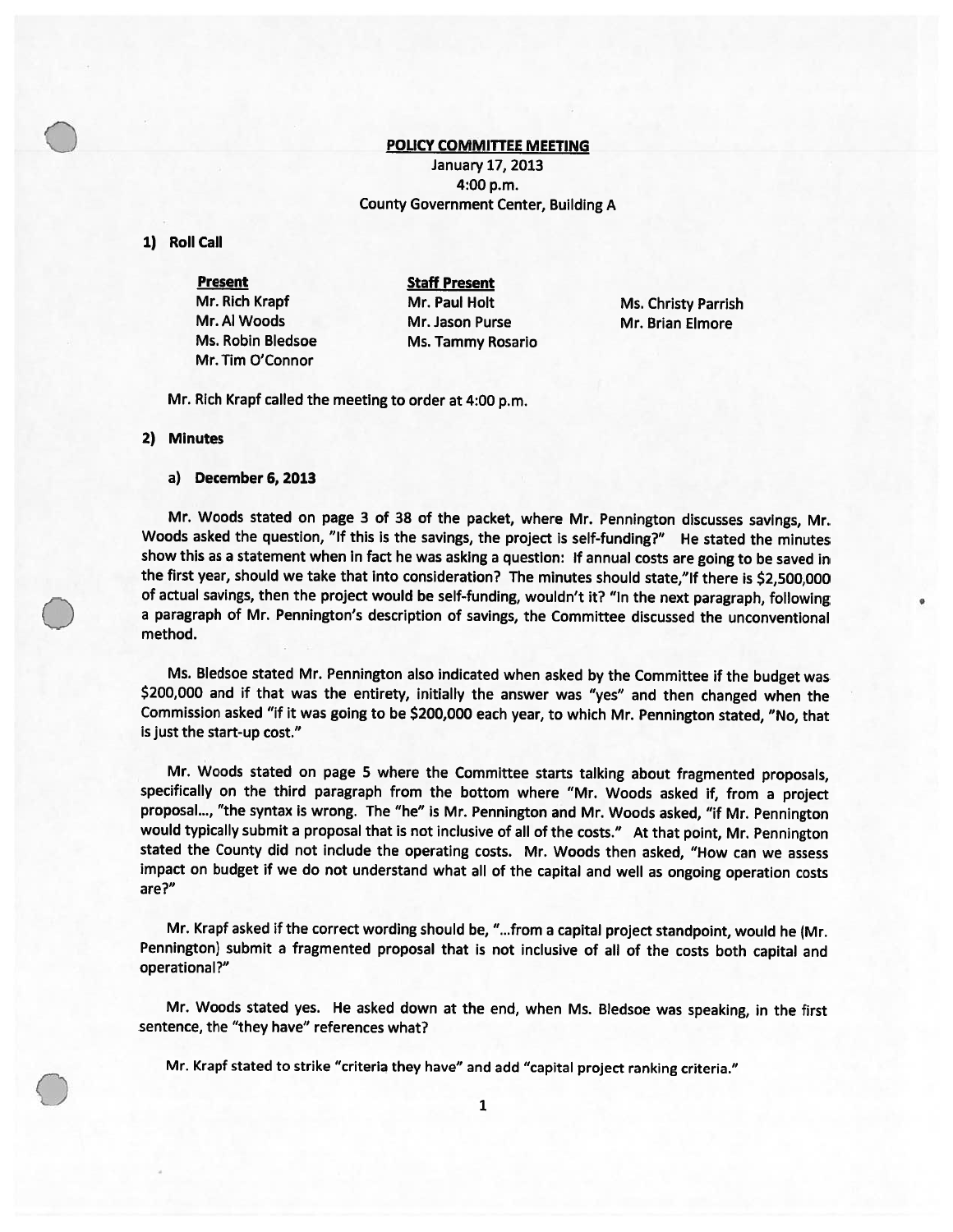**POLICY COMMITTEE MEETING**

January 17, 2013
4:00 p.m.
County Government Center, Building A

**1) Roll Call**

| Present | Staff Present | |
|---|---|---|
| Mr. Rich Krapf | Mr. Paul Holt | Ms. Christy Parrish |
| Mr. Al Woods | Mr. Jason Purse | Mr. Brian Elmore |
| Ms. Robin Bledsoe | Ms. Tammy Rosario | |
| Mr. Tim O'Connor | | |

Mr. Rich Krapf called the meeting to order at 4:00 p.m.

**2) Minutes**

**a) December 6, 2013**

Mr. Woods stated on page 3 of 38 of the packet, where Mr. Pennington discusses savings, Mr. Woods asked the question, "If this is the savings, the project is self-funding?" He stated the minutes show this as a statement when in fact he was asking a question: If annual costs are going to be saved in the first year, should we take that into consideration? The minutes should state,"If there is $2,500,000 of actual savings, then the project would be self-funding, wouldn't it? "In the next paragraph, following a paragraph of Mr. Pennington's description of savings, the Committee discussed the unconventional method.

Ms. Bledsoe stated Mr. Pennington also indicated when asked by the Committee if the budget was $200,000 and if that was the entirety, initially the answer was "yes" and then changed when the Commission asked "if it was going to be $200,000 each year, to which Mr. Pennington stated, "No, that is just the start-up cost."

Mr. Woods stated on page 5 where the Committee starts talking about fragmented proposals, specifically on the third paragraph from the bottom where "Mr. Woods asked if, from a project proposal..., "the syntax is wrong. The "he" is Mr. Pennington and Mr. Woods asked, "if Mr. Pennington would typically submit a proposal that is not inclusive of all of the costs." At that point, Mr. Pennington stated the County did not include the operating costs. Mr. Woods then asked, "How can we assess impact on budget if we do not understand what all of the capital and well as ongoing operation costs are?"

Mr. Krapf asked if the correct wording should be, "...from a capital project standpoint, would he (Mr. Pennington) submit a fragmented proposal that is not inclusive of all of the costs both capital and operational?"

Mr. Woods stated yes. He asked down at the end, when Ms. Bledsoe was speaking, in the first sentence, the "they have" references what?

Mr. Krapf stated to strike "criteria they have" and add "capital project ranking criteria."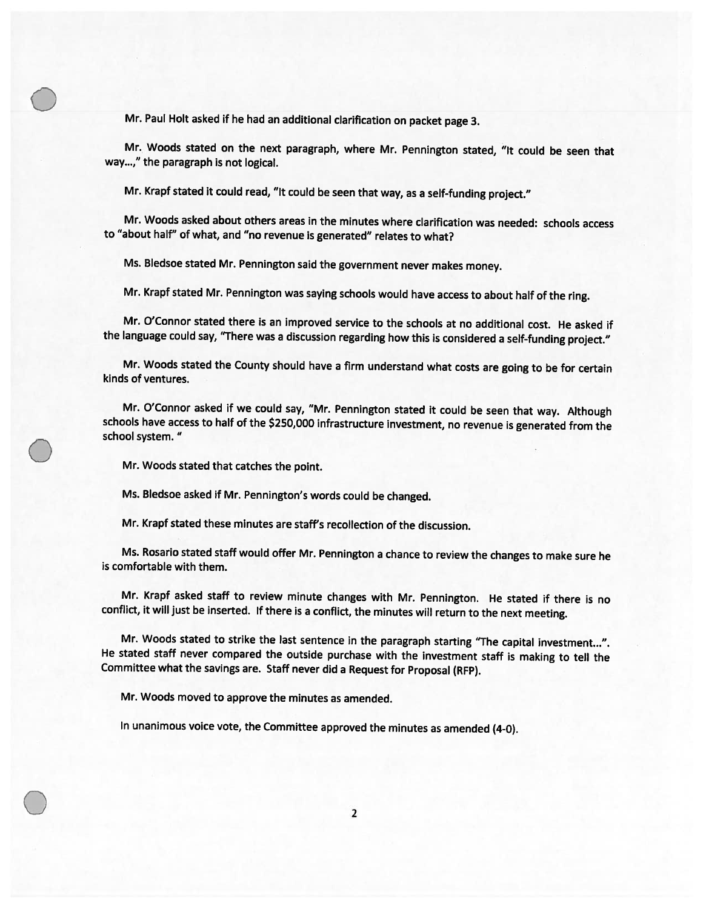Mr. Paul Holt asked if he had an additional clarification on packet page 3.

Mr. Woods stated on the next paragraph, where Mr. Pennington stated, "It could be seen that way...," the paragraph is not logical.

Mr. Krapf stated it could read, "It could be seen that way, as a self-funding project."

Mr. Woods asked about others areas in the minutes where clarification was needed: schools access to "about half" of what, and "no revenue is generated" relates to what?

Ms. Bledsoe stated Mr. Pennington said the government never makes money.

Mr. Krapf stated Mr. Pennington was saying schools would have access to about half of the ring.

Mr. O'Connor stated there is an improved service to the schools at no additional cost. He asked if the language could say, "There was a discussion regarding how this is considered a self-funding project."

Mr. Woods stated the County should have a firm understand what costs are going to be for certain kinds of ventures.

Mr. O'Connor asked if we could say, "Mr. Pennington stated it could be seen that way. Although schools have access to half of the $250,000 infrastructure investment, no revenue is generated from the school system. "

Mr. Woods stated that catches the point.

Ms. Bledsoe asked if Mr. Pennington's words could be changed.

Mr. Krapf stated these minutes are staff's recollection of the discussion.

Ms. Rosario stated staff would offer Mr. Pennington a chance to review the changes to make sure he is comfortable with them.

Mr. Krapf asked staff to review minute changes with Mr. Pennington. He stated if there is no conflict, it will just be inserted. If there is a conflict, the minutes will return to the next meeting.

Mr. Woods stated to strike the last sentence in the paragraph starting "The capital investment...". He stated staff never compared the outside purchase with the investment staff is making to tell the Committee what the savings are. Staff never did a Request for Proposal (RFP).

Mr. Woods moved to approve the minutes as amended.

In unanimous voice vote, the Committee approved the minutes as amended (4-0).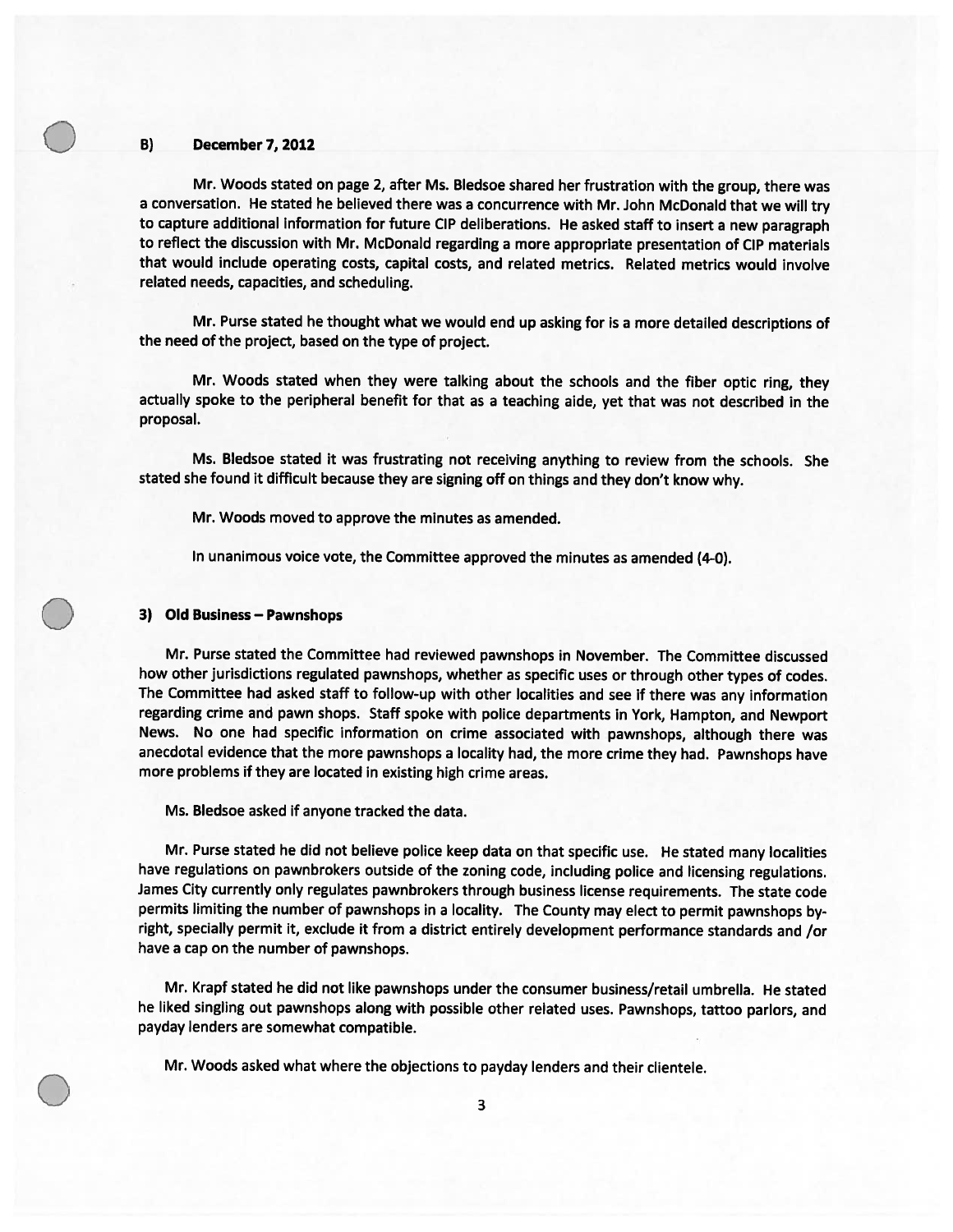### B) December 7, 2012

Mr. Woods stated on page 2, after Ms. Bledsoe shared her frustration with the group, there was a conversation. He stated he believed there was a concurrence with Mr. John McDonald that we will try to capture additional information for future CIP deliberations. He asked staff to insert a new paragraph to reflect the discussion with Mr. McDonald regarding a more appropriate presentation of CIP materials that would include operating costs, capital costs, and related metrics. Related metrics would involve related needs, capacities, and scheduling.

Mr. Purse stated he thought what we would end up asking for is a more detailed descriptions of the need of the project, based on the type of project.

Mr. Woods stated when they were talking about the schools and the fiber optic ring, they actually spoke to the peripheral benefit for that as a teaching aide, yet that was not described in the proposal.

Ms. Bledsoe stated it was frustrating not receiving anything to review from the schools. She stated she found it difficult because they are signing off on things and they don't know why.

Mr. Woods moved to approve the minutes as amended.

In unanimous voice vote, the Committee approved the minutes as amended (4-0).

### 3) Old Business – Pawnshops

Mr. Purse stated the Committee had reviewed pawnshops in November. The Committee discussed how other jurisdictions regulated pawnshops, whether as specific uses or through other types of codes. The Committee had asked staff to follow-up with other localities and see if there was any information regarding crime and pawn shops. Staff spoke with police departments in York, Hampton, and Newport News. No one had specific information on crime associated with pawnshops, although there was anecdotal evidence that the more pawnshops a locality had, the more crime they had. Pawnshops have more problems if they are located in existing high crime areas.

Ms. Bledsoe asked if anyone tracked the data.

Mr. Purse stated he did not believe police keep data on that specific use. He stated many localities have regulations on pawnbrokers outside of the zoning code, including police and licensing regulations. James City currently only regulates pawnbrokers through business license requirements. The state code permits limiting the number of pawnshops in a locality. The County may elect to permit pawnshops by-right, specially permit it, exclude it from a district entirely development performance standards and /or have a cap on the number of pawnshops.

Mr. Krapf stated he did not like pawnshops under the consumer business/retail umbrella. He stated he liked singling out pawnshops along with possible other related uses. Pawnshops, tattoo parlors, and payday lenders are somewhat compatible.

Mr. Woods asked what where the objections to payday lenders and their clientele.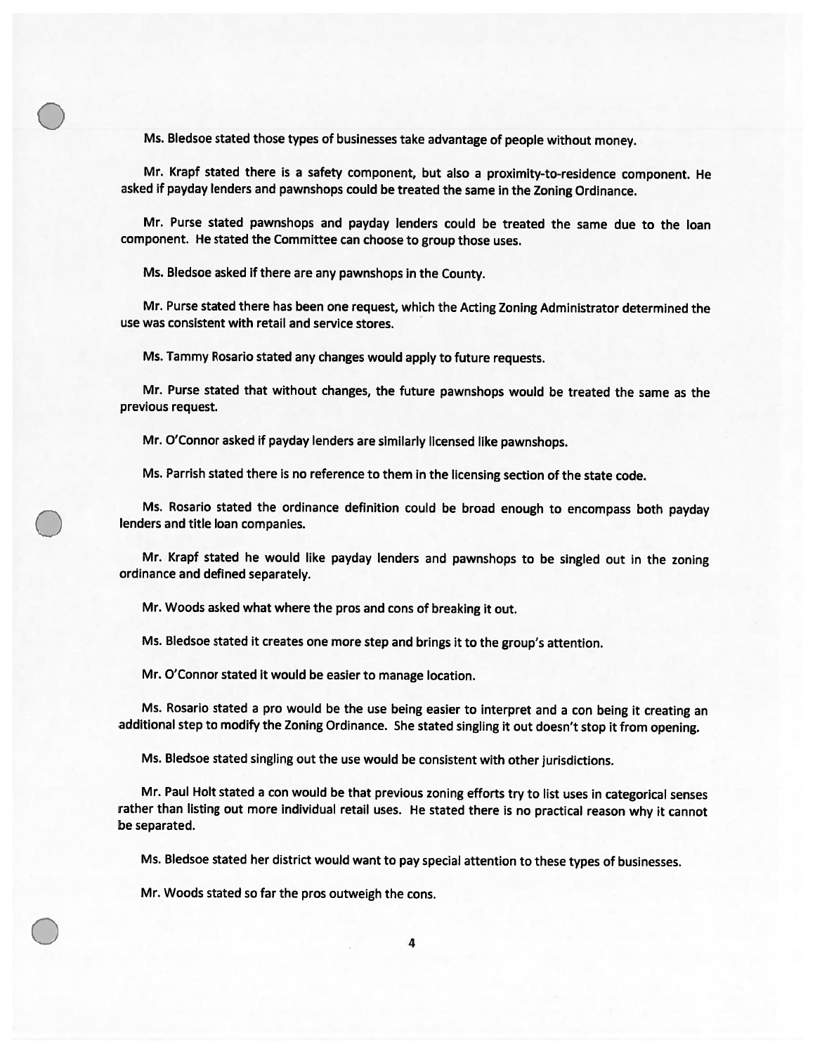Ms. Bledsoe stated those types of businesses take advantage of people without money.

Mr. Krapf stated there is a safety component, but also a proximity-to-residence component. He asked if payday lenders and pawnshops could be treated the same in the Zoning Ordinance.

Mr. Purse stated pawnshops and payday lenders could be treated the same due to the loan component. He stated the Committee can choose to group those uses.

Ms. Bledsoe asked if there are any pawnshops in the County.

Mr. Purse stated there has been one request, which the Acting Zoning Administrator determined the use was consistent with retail and service stores.

Ms. Tammy Rosario stated any changes would apply to future requests.

Mr. Purse stated that without changes, the future pawnshops would be treated the same as the previous request.

Mr. O'Connor asked if payday lenders are similarly licensed like pawnshops.

Ms. Parrish stated there is no reference to them in the licensing section of the state code.

Ms. Rosario stated the ordinance definition could be broad enough to encompass both payday lenders and title loan companies.

Mr. Krapf stated he would like payday lenders and pawnshops to be singled out in the zoning ordinance and defined separately.

Mr. Woods asked what where the pros and cons of breaking it out.

Ms. Bledsoe stated it creates one more step and brings it to the group's attention.

Mr. O'Connor stated it would be easier to manage location.

Ms. Rosario stated a pro would be the use being easier to interpret and a con being it creating an additional step to modify the Zoning Ordinance. She stated singling it out doesn't stop it from opening.

Ms. Bledsoe stated singling out the use would be consistent with other jurisdictions.

Mr. Paul Holt stated a con would be that previous zoning efforts try to list uses in categorical senses rather than listing out more individual retail uses. He stated there is no practical reason why it cannot be separated.

Ms. Bledsoe stated her district would want to pay special attention to these types of businesses.

Mr. Woods stated so far the pros outweigh the cons.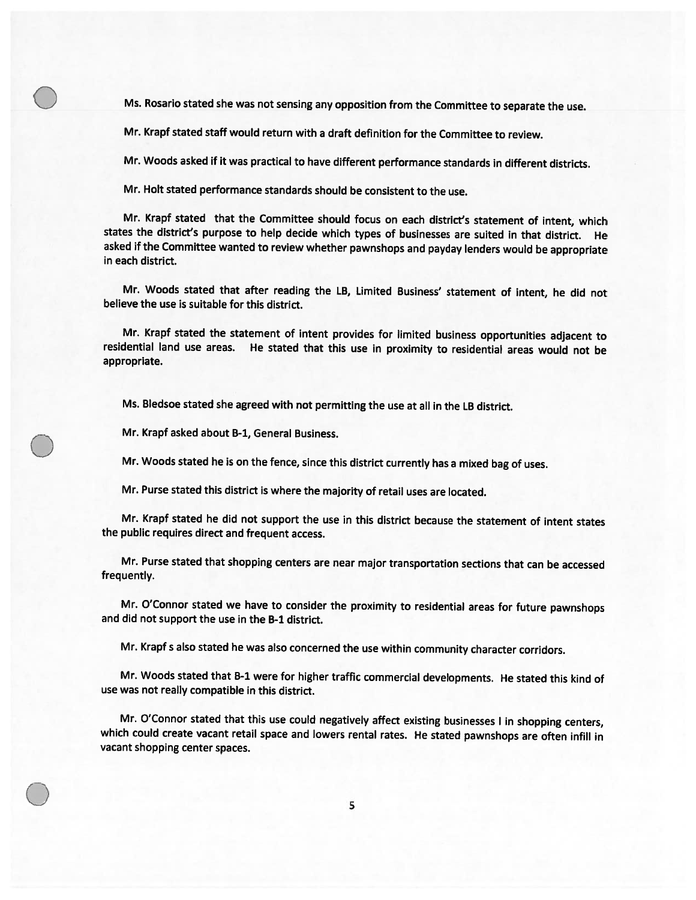Ms. Rosario stated she was not sensing any opposition from the Committee to separate the use.

Mr. Krapf stated staff would return with a draft definition for the Committee to review.

Mr. Woods asked if it was practical to have different performance standards in different districts.

Mr. Holt stated performance standards should be consistent to the use.

Mr. Krapf stated that the Committee should focus on each district's statement of intent, which states the district's purpose to help decide which types of businesses are suited in that district. He asked if the Committee wanted to review whether pawnshops and payday lenders would be appropriate in each district.

Mr. Woods stated that after reading the LB, Limited Business' statement of intent, he did not believe the use is suitable for this district.

Mr. Krapf stated the statement of intent provides for limited business opportunities adjacent to residential land use areas. He stated that this use in proximity to residential areas would not be appropriate.

Ms. Bledsoe stated she agreed with not permitting the use at all in the LB district.

Mr. Krapf asked about B-1, General Business.

Mr. Woods stated he is on the fence, since this district currently has a mixed bag of uses.

Mr. Purse stated this district is where the majority of retail uses are located.

Mr. Krapf stated he did not support the use in this district because the statement of intent states the public requires direct and frequent access.

Mr. Purse stated that shopping centers are near major transportation sections that can be accessed frequently.

Mr. O'Connor stated we have to consider the proximity to residential areas for future pawnshops and did not support the use in the B-1 district.

Mr. Krapf s also stated he was also concerned the use within community character corridors.

Mr. Woods stated that B-1 were for higher traffic commercial developments. He stated this kind of use was not really compatible in this district.

Mr. O'Connor stated that this use could negatively affect existing businesses I in shopping centers, which could create vacant retail space and lowers rental rates. He stated pawnshops are often infill in vacant shopping center spaces.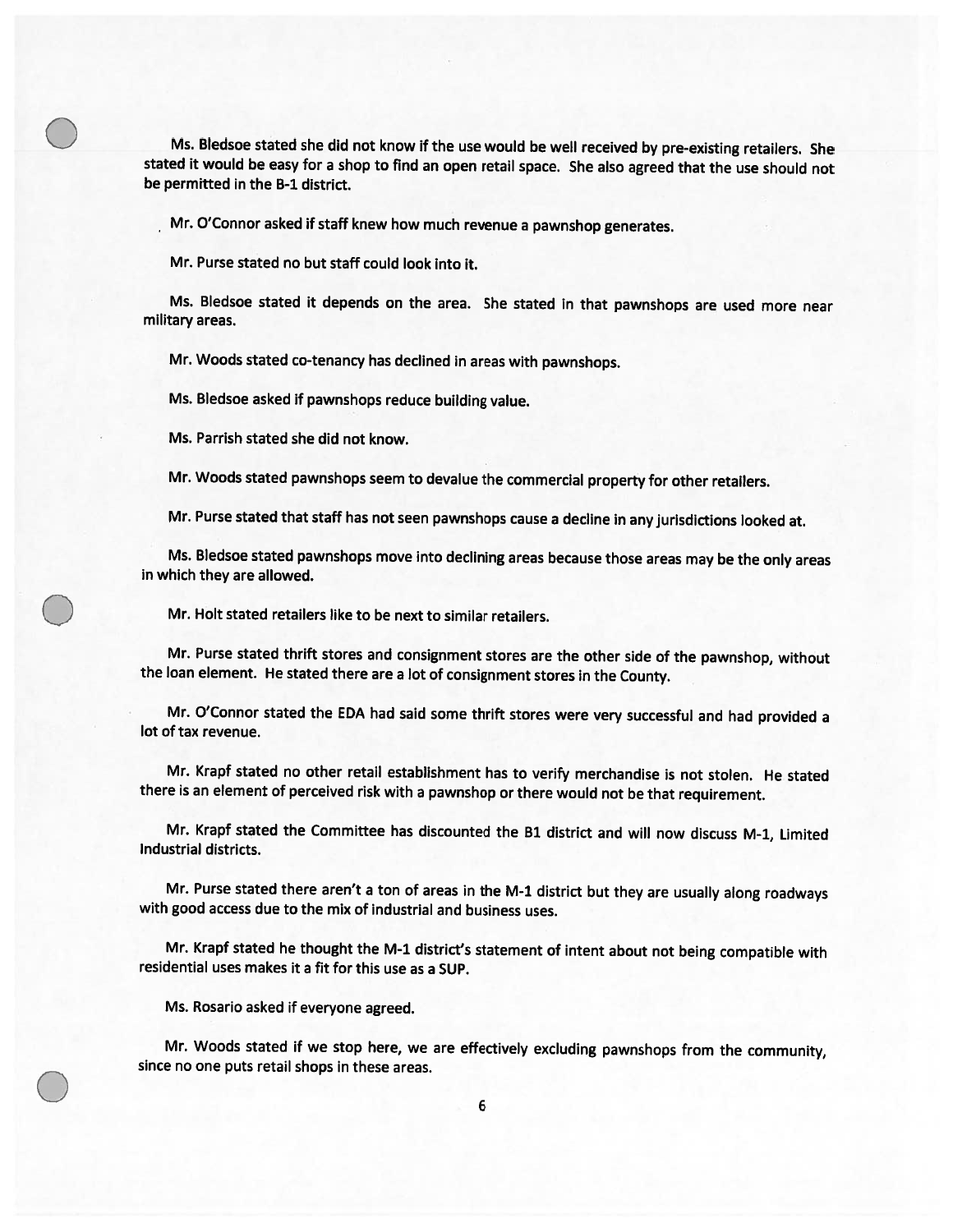Ms. Bledsoe stated she did not know if the use would be well received by pre-existing retailers. She stated it would be easy for a shop to find an open retail space. She also agreed that the use should not be permitted in the B-1 district.

Mr. O'Connor asked if staff knew how much revenue a pawnshop generates.

Mr. Purse stated no but staff could look into it.

Ms. Bledsoe stated it depends on the area. She stated in that pawnshops are used more near military areas.

Mr. Woods stated co-tenancy has declined in areas with pawnshops.

Ms. Bledsoe asked if pawnshops reduce building value.

Ms. Parrish stated she did not know.

Mr. Woods stated pawnshops seem to devalue the commercial property for other retailers.

Mr. Purse stated that staff has not seen pawnshops cause a decline in any jurisdictions looked at.

Ms. Bledsoe stated pawnshops move into declining areas because those areas may be the only areas in which they are allowed.

Mr. Holt stated retailers like to be next to similar retailers.

Mr. Purse stated thrift stores and consignment stores are the other side of the pawnshop, without the loan element. He stated there are a lot of consignment stores in the County.

Mr. O'Connor stated the EDA had said some thrift stores were very successful and had provided a lot of tax revenue.

Mr. Krapf stated no other retail establishment has to verify merchandise is not stolen. He stated there is an element of perceived risk with a pawnshop or there would not be that requirement.

Mr. Krapf stated the Committee has discounted the B1 district and will now discuss M-1, Limited Industrial districts.

Mr. Purse stated there aren't a ton of areas in the M-1 district but they are usually along roadways with good access due to the mix of industrial and business uses.

Mr. Krapf stated he thought the M-1 district's statement of intent about not being compatible with residential uses makes it a fit for this use as a SUP.

Ms. Rosario asked if everyone agreed.

Mr. Woods stated if we stop here, we are effectively excluding pawnshops from the community, since no one puts retail shops in these areas.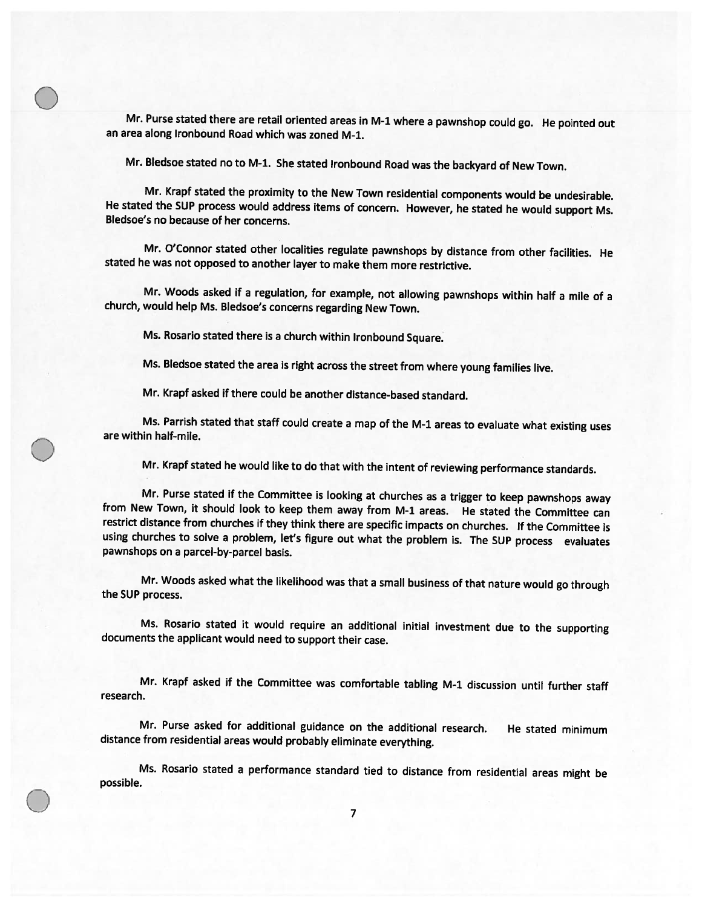Mr. Purse stated there are retail oriented areas in M-1 where a pawnshop could go. He pointed out an area along Ironbound Road which was zoned M-1.

Mr. Bledsoe stated no to M-1. She stated Ironbound Road was the backyard of New Town.

Mr. Krapf stated the proximity to the New Town residential components would be undesirable. He stated the SUP process would address items of concern. However, he stated he would support Ms. Bledsoe's no because of her concerns.

Mr. O'Connor stated other localities regulate pawnshops by distance from other facilities. He stated he was not opposed to another layer to make them more restrictive.

Mr. Woods asked if a regulation, for example, not allowing pawnshops within half a mile of a church, would help Ms. Bledsoe's concerns regarding New Town.

Ms. Rosario stated there is a church within Ironbound Square.

Ms. Bledsoe stated the area is right across the street from where young families live.

Mr. Krapf asked if there could be another distance-based standard.

Ms. Parrish stated that staff could create a map of the M-1 areas to evaluate what existing uses are within half-mile.

Mr. Krapf stated he would like to do that with the intent of reviewing performance standards.

Mr. Purse stated if the Committee is looking at churches as a trigger to keep pawnshops away from New Town, it should look to keep them away from M-1 areas. He stated the Committee can restrict distance from churches if they think there are specific impacts on churches. If the Committee is using churches to solve a problem, let's figure out what the problem is. The SUP process evaluates pawnshops on a parcel-by-parcel basis.

Mr. Woods asked what the likelihood was that a small business of that nature would go through the SUP process.

Ms. Rosario stated it would require an additional initial investment due to the supporting documents the applicant would need to support their case.

Mr. Krapf asked if the Committee was comfortable tabling M-1 discussion until further staff research.

Mr. Purse asked for additional guidance on the additional research. He stated minimum distance from residential areas would probably eliminate everything.

Ms. Rosario stated a performance standard tied to distance from residential areas might be possible.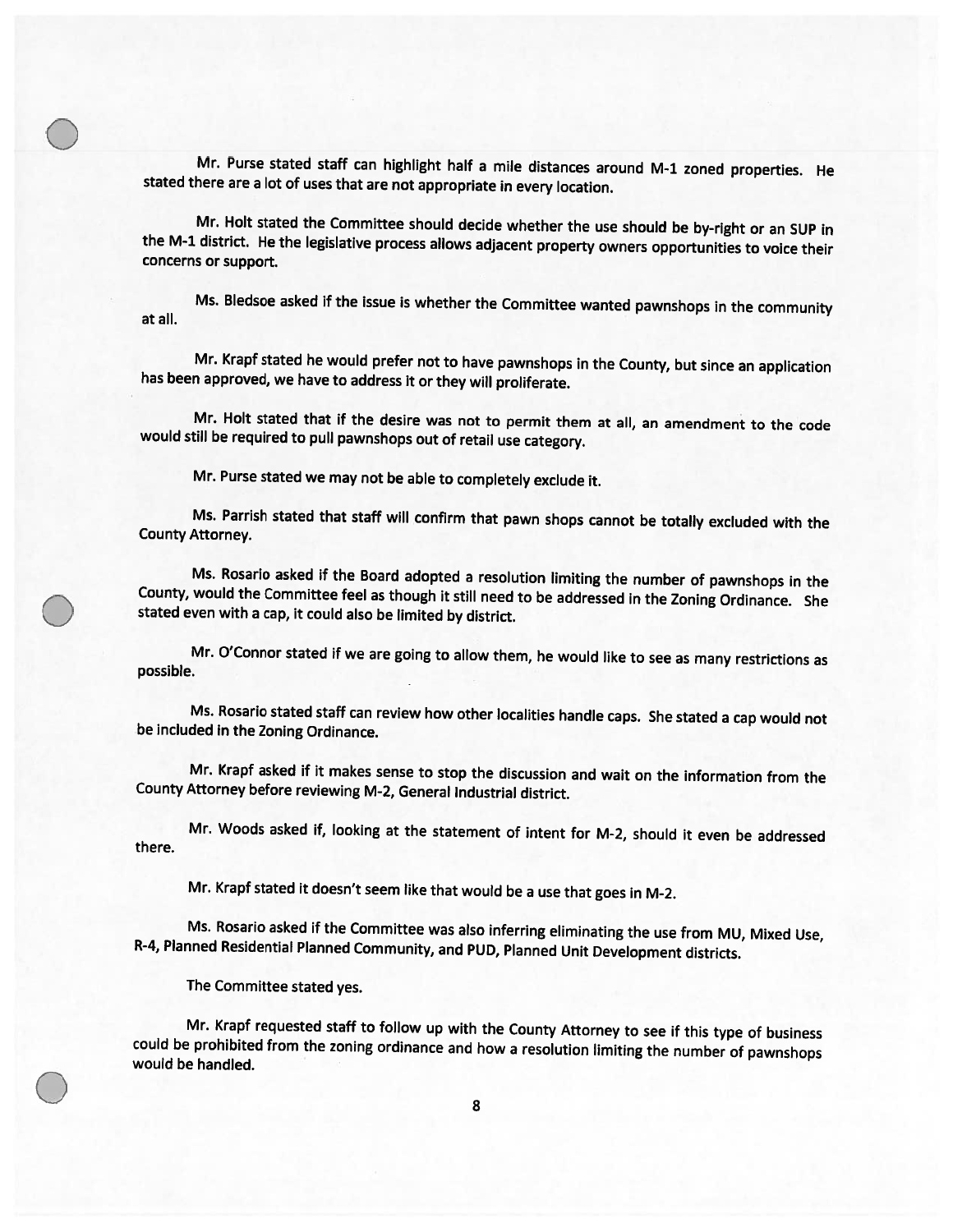Mr. Purse stated staff can highlight half a mile distances around M-1 zoned properties. He stated there are a lot of uses that are not appropriate in every location.

Mr. Holt stated the Committee should decide whether the use should be by-right or an SUP in the M-1 district. He the legislative process allows adjacent property owners opportunities to voice their concerns or support.

Ms. Bledsoe asked if the issue is whether the Committee wanted pawnshops in the community at all.

Mr. Krapf stated he would prefer not to have pawnshops in the County, but since an application has been approved, we have to address it or they will proliferate.

Mr. Holt stated that if the desire was not to permit them at all, an amendment to the code would still be required to pull pawnshops out of retail use category.

Mr. Purse stated we may not be able to completely exclude it.

Ms. Parrish stated that staff will confirm that pawn shops cannot be totally excluded with the County Attorney.

Ms. Rosario asked if the Board adopted a resolution limiting the number of pawnshops in the County, would the Committee feel as though it still need to be addressed in the Zoning Ordinance. She stated even with a cap, it could also be limited by district.

Mr. O'Connor stated if we are going to allow them, he would like to see as many restrictions as possible.

Ms. Rosario stated staff can review how other localities handle caps. She stated a cap would not be included in the Zoning Ordinance.

Mr. Krapf asked if it makes sense to stop the discussion and wait on the information from the County Attorney before reviewing M-2, General Industrial district.

Mr. Woods asked if, looking at the statement of intent for M-2, should it even be addressed there.

Mr. Krapf stated it doesn't seem like that would be a use that goes in M-2.

Ms. Rosario asked if the Committee was also inferring eliminating the use from MU, Mixed Use, R-4, Planned Residential Planned Community, and PUD, Planned Unit Development districts.

The Committee stated yes.

Mr. Krapf requested staff to follow up with the County Attorney to see if this type of business could be prohibited from the zoning ordinance and how a resolution limiting the number of pawnshops would be handled.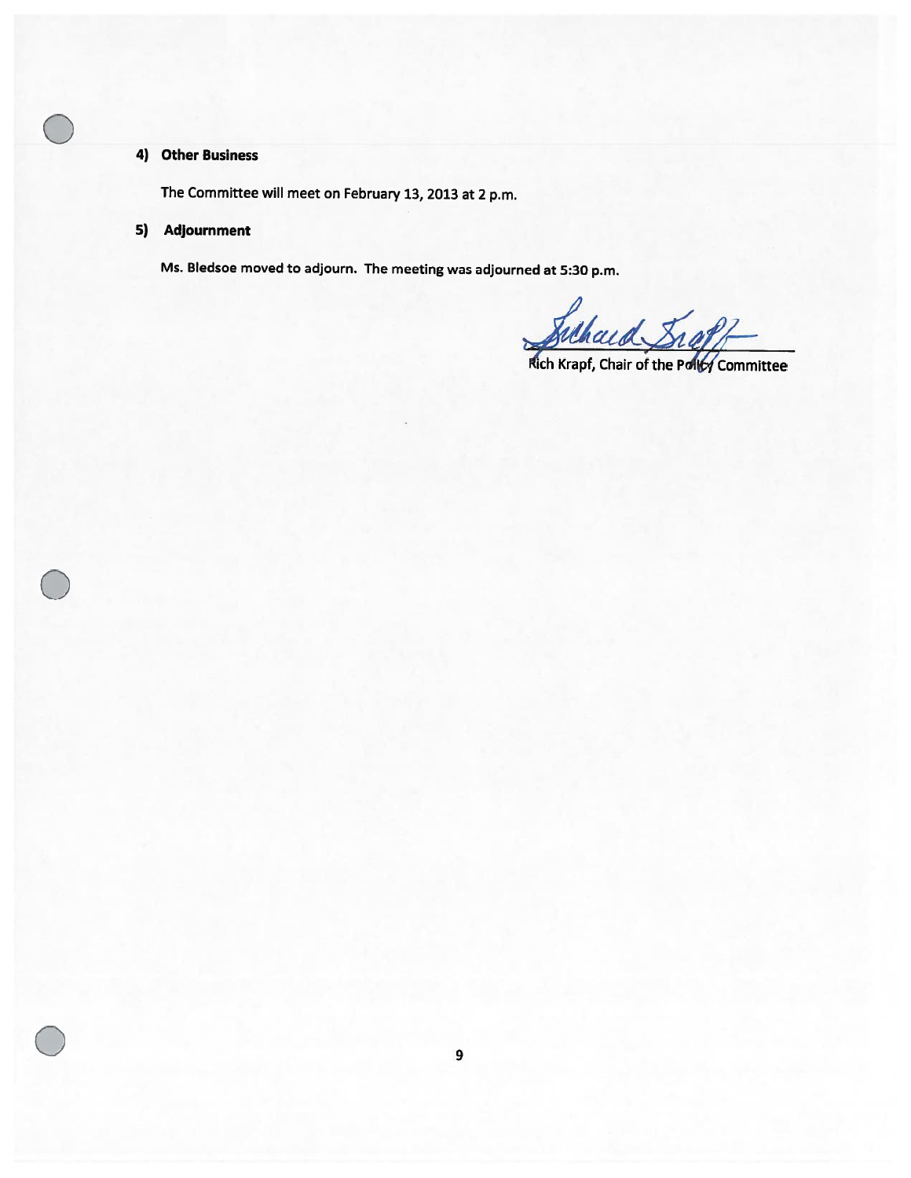**4) Other Business**

The Committee will meet on February 13, 2013 at 2 p.m.

**5) Adjournment**

Ms. Bledsoe moved to adjourn. The meeting was adjourned at 5:30 p.m.

Rich Krapf, Chair of the Policy Committee